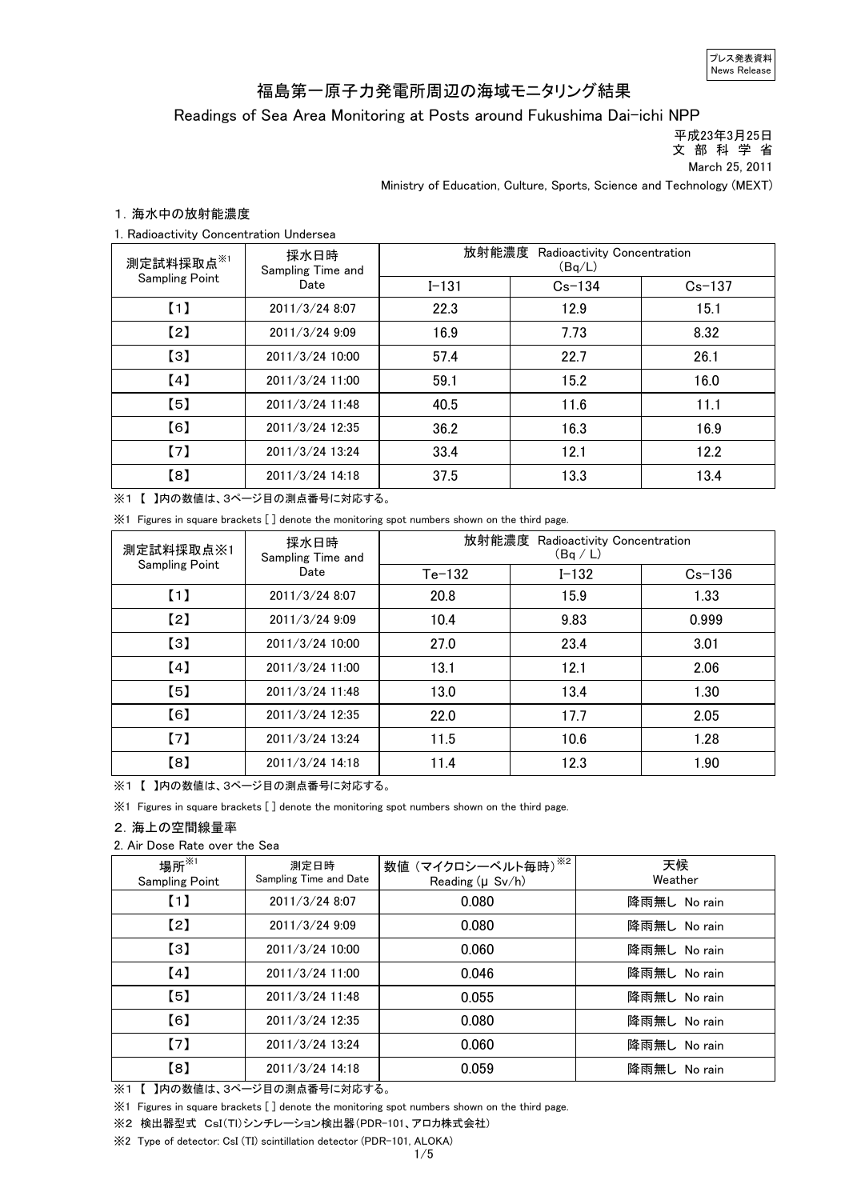プレス発表資料
News Release

# 福島第一原子力発電所周辺の海域モニタリング結果

## Readings of Sea Area Monitoring at Posts around Fukushima Dai-ichi NPP

平成23年3月25日
文 部 科 学 省
March 25, 2011
Ministry of Education, Culture, Sports, Science and Technology (MEXT)

### 1. 海水中の放射能濃度

1. Radioactivity Concentration Undersea

| 測定試料採取点※1 Sampling Point | 採水日時 Sampling Time and Date | 放射能濃度 Radioactivity Concentration (Bq/L) | | |
|---|---|---|---|---|
| | | I-131 | Cs-134 | Cs-137 |
| 【1】 | 2011/3/24 8:07 | 22.3 | 12.9 | 15.1 |
| 【2】 | 2011/3/24 9:09 | 16.9 | 7.73 | 8.32 |
| 【3】 | 2011/3/24 10:00 | 57.4 | 22.7 | 26.1 |
| 【4】 | 2011/3/24 11:00 | 59.1 | 15.2 | 16.0 |
| 【5】 | 2011/3/24 11:48 | 40.5 | 11.6 | 11.1 |
| 【6】 | 2011/3/24 12:35 | 36.2 | 16.3 | 16.9 |
| 【7】 | 2011/3/24 13:24 | 33.4 | 12.1 | 12.2 |
| 【8】 | 2011/3/24 14:18 | 37.5 | 13.3 | 13.4 |

※1 【 】内の数値は、3ページ目の測点番号に対応する。

※1 Figures in square brackets [ ] denote the monitoring spot numbers shown on the third page.

| 測定試料採取点※1 Sampling Point | 採水日時 Sampling Time and Date | 放射能濃度 Radioactivity Concentration (Bq / L) | | |
|---|---|---|---|---|
| | | Te-132 | I-132 | Cs-136 |
| 【1】 | 2011/3/24 8:07 | 20.8 | 15.9 | 1.33 |
| 【2】 | 2011/3/24 9:09 | 10.4 | 9.83 | 0.999 |
| 【3】 | 2011/3/24 10:00 | 27.0 | 23.4 | 3.01 |
| 【4】 | 2011/3/24 11:00 | 13.1 | 12.1 | 2.06 |
| 【5】 | 2011/3/24 11:48 | 13.0 | 13.4 | 1.30 |
| 【6】 | 2011/3/24 12:35 | 22.0 | 17.7 | 2.05 |
| 【7】 | 2011/3/24 13:24 | 11.5 | 10.6 | 1.28 |
| 【8】 | 2011/3/24 14:18 | 11.4 | 12.3 | 1.90 |

※1 【 】内の数値は、3ページ目の測点番号に対応する。

※1 Figures in square brackets [ ] denote the monitoring spot numbers shown on the third page.

### 2. 海上の空間線量率

2. Air Dose Rate over the Sea

| 場所※1 Sampling Point | 測定日時 Sampling Time and Date | 数値（マイクロシーベルト毎時）※2 Reading (μ Sv/h) | 天候 Weather |
|---|---|---|---|
| 【1】 | 2011/3/24 8:07 | 0.080 | 降雨無し No rain |
| 【2】 | 2011/3/24 9:09 | 0.080 | 降雨無し No rain |
| 【3】 | 2011/3/24 10:00 | 0.060 | 降雨無し No rain |
| 【4】 | 2011/3/24 11:00 | 0.046 | 降雨無し No rain |
| 【5】 | 2011/3/24 11:48 | 0.055 | 降雨無し No rain |
| 【6】 | 2011/3/24 12:35 | 0.080 | 降雨無し No rain |
| 【7】 | 2011/3/24 13:24 | 0.060 | 降雨無し No rain |
| 【8】 | 2011/3/24 14:18 | 0.059 | 降雨無し No rain |

※1 【 】内の数値は、3ページ目の測点番号に対応する。

※1 Figures in square brackets [ ] denote the monitoring spot numbers shown on the third page.

※2 検出器型式 CsI(Tl)シンチレーション検出器（PDR-101、アロカ株式会社）

※2 Type of detector: CsI (Tl) scintillation detector (PDR-101, ALOKA)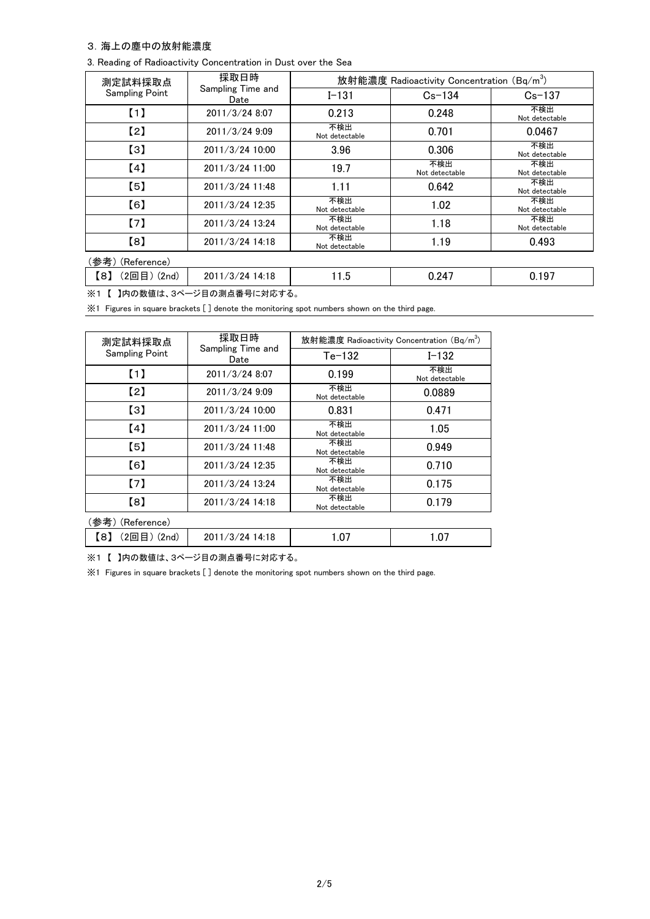3. 海上の塵中の放射能濃度

3. Reading of Radioactivity Concentration in Dust over the Sea

| 測定試料採取点 Sampling Point | 採取日時 Sampling Time and Date | 放射能濃度 Radioactivity Concentration ($Bq/m^3$) | | |
|---|---|---|---|---|
| | | I−131 | Cs−134 | Cs−137 |
| 【1】 | 2011/3/24 8:07 | 0.213 | 0.248 | 不検出 Not detectable |
| 【2】 | 2011/3/24 9:09 | 不検出 Not detectable | 0.701 | 0.0467 |
| 【3】 | 2011/3/24 10:00 | 3.96 | 0.306 | 不検出 Not detectable |
| 【4】 | 2011/3/24 11:00 | 19.7 | 不検出 Not detectable | 不検出 Not detectable |
| 【5】 | 2011/3/24 11:48 | 1.11 | 0.642 | 不検出 Not detectable |
| 【6】 | 2011/3/24 12:35 | 不検出 Not detectable | 1.02 | 不検出 Not detectable |
| 【7】 | 2011/3/24 13:24 | 不検出 Not detectable | 1.18 | 不検出 Not detectable |
| 【8】 | 2011/3/24 14:18 | 不検出 Not detectable | 1.19 | 0.493 |

(参考) (Reference)

| 【8】 (2回目) (2nd) | 2011/3/24 14:18 | 11.5 | 0.247 | 0.197 |
|---|---|---|---|---|

※1 【 】内の数値は、3ページ目の測点番号に対応する。

※1 Figures in square brackets [ ] denote the monitoring spot numbers shown on the third page.

| 測定試料採取点 Sampling Point | 採取日時 Sampling Time and Date | 放射能濃度 Radioactivity Concentration ($Bq/m^3$) | |
|---|---|---|---|
| | | Te−132 | I−132 |
| 【1】 | 2011/3/24 8:07 | 0.199 | 不検出 Not detectable |
| 【2】 | 2011/3/24 9:09 | 不検出 Not detectable | 0.0889 |
| 【3】 | 2011/3/24 10:00 | 0.831 | 0.471 |
| 【4】 | 2011/3/24 11:00 | 不検出 Not detectable | 1.05 |
| 【5】 | 2011/3/24 11:48 | 不検出 Not detectable | 0.949 |
| 【6】 | 2011/3/24 12:35 | 不検出 Not detectable | 0.710 |
| 【7】 | 2011/3/24 13:24 | 不検出 Not detectable | 0.175 |
| 【8】 | 2011/3/24 14:18 | 不検出 Not detectable | 0.179 |

(参考) (Reference)

| 【8】 (2回目) (2nd) | 2011/3/24 14:18 | 1.07 | 1.07 |
|---|---|---|---|

※1 【 】内の数値は、3ページ目の測点番号に対応する。

※1 Figures in square brackets [ ] denote the monitoring spot numbers shown on the third page.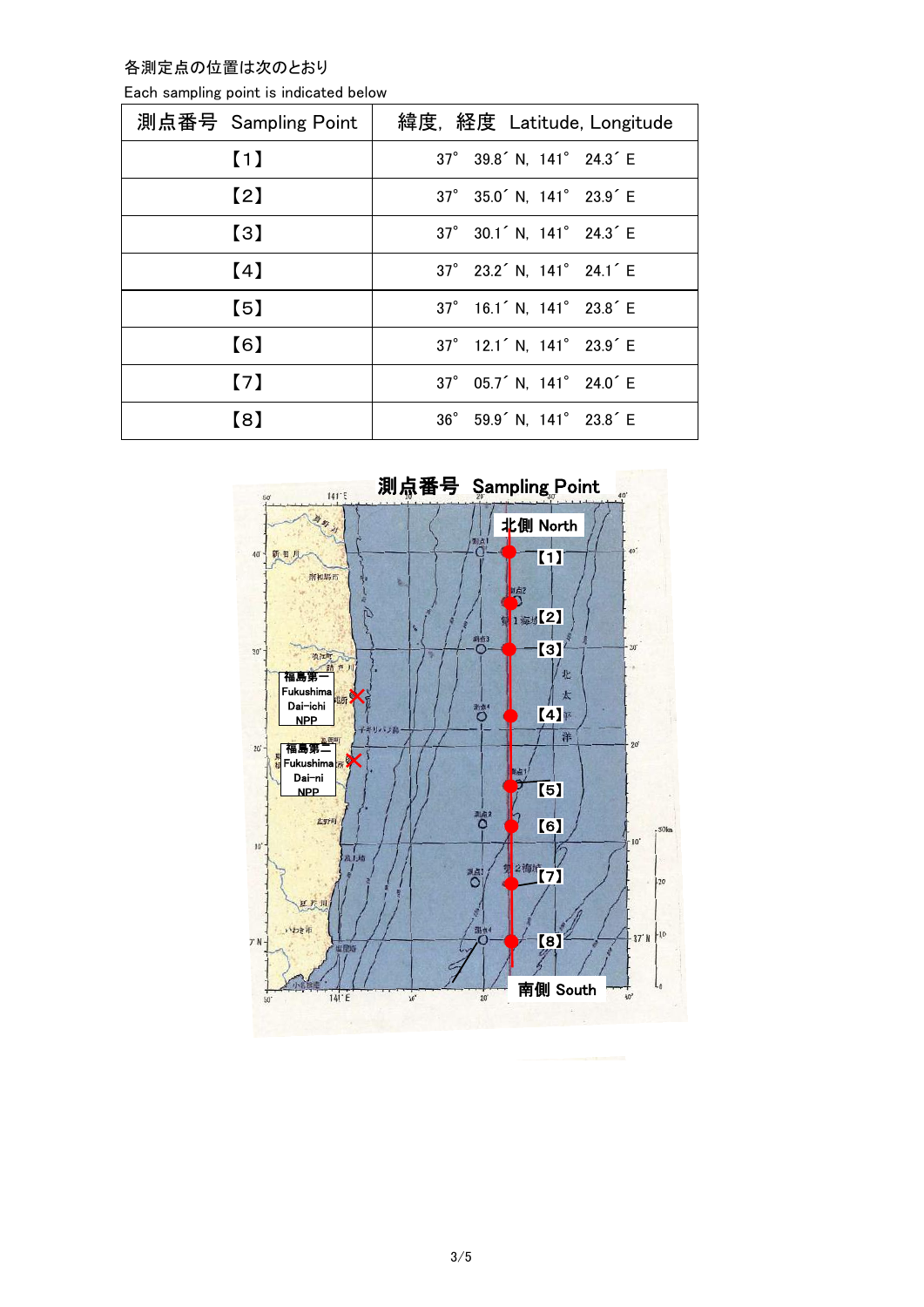各測定点の位置は次のとおり

Each sampling point is indicated below

| 測点番号 Sampling Point | 緯度，経度 Latitude, Longitude |
| --- | --- |
| 【1】 | 37° 39.8′ N, 141° 24.3′ E |
| 【2】 | 37° 35.0′ N, 141° 23.9′ E |
| 【3】 | 37° 30.1′ N, 141° 24.3′ E |
| 【4】 | 37° 23.2′ N, 141° 24.1′ E |
| 【5】 | 37° 16.1′ N, 141° 23.8′ E |
| 【6】 | 37° 12.1′ N, 141° 23.9′ E |
| 【7】 | 37° 05.7′ N, 141° 24.0′ E |
| 【8】 | 36° 59.9′ N, 141° 23.8′ E |

測点番号 Sampling Point

北側 North

【1】

【2】

【3】

【4】

【5】

【6】

【7】

【8】

南側 South

福島第一 Fukushima Dai-ichi NPP

福島第二 Fukushima Dai-ni NPP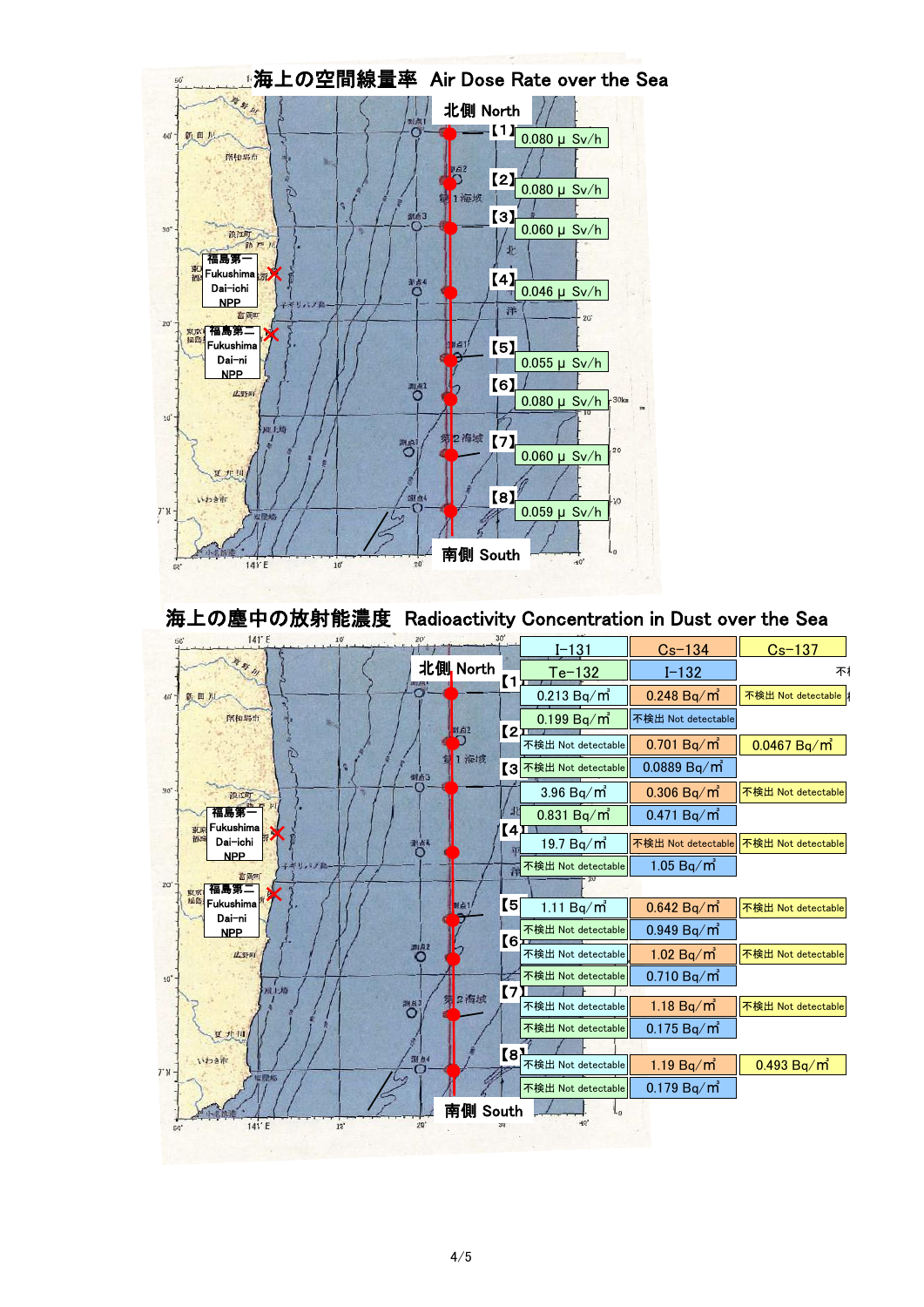# 海上の空間線量率 Air Dose Rate over the Sea

北側 North

| 地点 | 空間線量率 |
|---|---|
| 【1】 | 0.080 μ Sv/h |
| 【2】 | 0.080 μ Sv/h |
| 【3】 | 0.060 μ Sv/h |
| 【4】 | 0.046 μ Sv/h |
| 【5】 | 0.055 μ Sv/h |
| 【6】 | 0.080 μ Sv/h |
| 【7】 | 0.060 μ Sv/h |
| 【8】 | 0.059 μ Sv/h |

南側 South

福島第一 Fukushima Dai-ichi NPP

福島第二 Fukushima Dai-ni NPP

# 海上の塵中の放射能濃度 Radioactivity Concentration in Dust over the Sea

北側 North

| 地点 | I-131 | Cs-134 | Cs-137 |
|---|---|---|---|
| | **Te-132** | **I-132** | |
| 【1】 | 0.213 Bq/㎥ | 0.248 Bq/㎥ | 不検出 Not detectable |
| | 0.199 Bq/㎥ | 不検出 Not detectable | |
| 【2】 | 不検出 Not detectable | 0.701 Bq/㎥ | 0.0467 Bq/㎥ |
| | 不検出 Not detectable | 0.0889 Bq/㎥ | |
| 【3】 | 3.96 Bq/㎥ | 0.306 Bq/㎥ | 不検出 Not detectable |
| | 0.831 Bq/㎥ | 0.471 Bq/㎥ | |
| 【4】 | 19.7 Bq/㎥ | 不検出 Not detectable | 不検出 Not detectable |
| | 不検出 Not detectable | 1.05 Bq/㎥ | |
| 【5】 | 1.11 Bq/㎥ | 0.642 Bq/㎥ | 不検出 Not detectable |
| | 不検出 Not detectable | 0.949 Bq/㎥ | |
| 【6】 | 不検出 Not detectable | 1.02 Bq/㎥ | 不検出 Not detectable |
| | 不検出 Not detectable | 0.710 Bq/㎥ | |
| 【7】 | 不検出 Not detectable | 1.18 Bq/㎥ | 不検出 Not detectable |
| | 不検出 Not detectable | 0.175 Bq/㎥ | |
| 【8】 | 不検出 Not detectable | 1.19 Bq/㎥ | 0.493 Bq/㎥ |
| | 不検出 Not detectable | 0.179 Bq/㎥ | |

南側 South

福島第一 Fukushima Dai-ichi NPP

福島第二 Fukushima Dai-ni NPP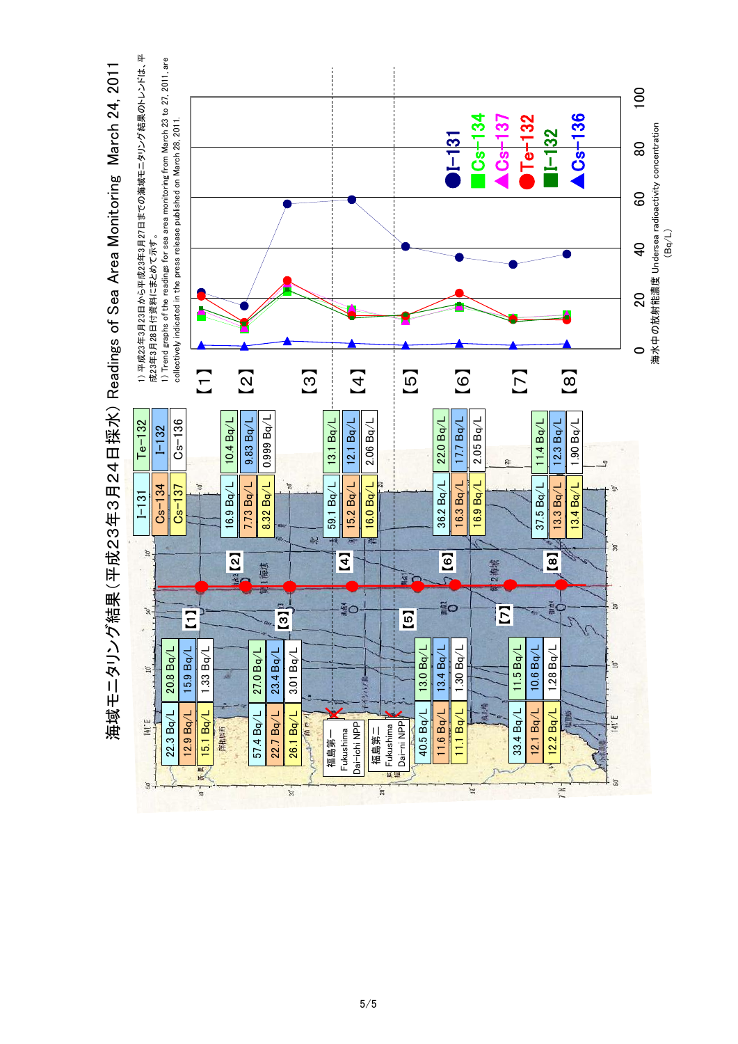# 海域モニタリング結果（平成23年3月24日採水）Readings of Sea Area Monitoring March 24, 2011

| I-131 | Te-132 |
|---|---|
| Cs-134 | I-132 |
| Cs-137 | Cs-136 |

| Point | I-131 | Cs-134 | Cs-137 | Te-132 | I-132 | Cs-136 |
|---|---|---|---|---|---|---|
| 【1】 | 22.3 Bq/L | 12.9 Bq/L | 15.1 Bq/L | 20.8 Bq/L | 15.9 Bq/L | 1.33 Bq/L |
| 【2】 | 16.9 Bq/L | 7.73 Bq/L | 8.32 Bq/L | 10.4 Bq/L | 9.83 Bq/L | 0.999 Bq/L |
| 【3】 | 57.4 Bq/L | 22.7 Bq/L | 26.1 Bq/L | 27.0 Bq/L | 23.4 Bq/L | 3.01 Bq/L |
| 【4】 | 59.1 Bq/L | 15.2 Bq/L | 16.0 Bq/L | 13.1 Bq/L | 12.1 Bq/L | 2.06 Bq/L |
| 【5】 | 40.5 Bq/L | 11.6 Bq/L | 11.1 Bq/L | 13.0 Bq/L | 13.4 Bq/L | 1.30 Bq/L |
| 【6】 | 36.2 Bq/L | 16.3 Bq/L | 16.9 Bq/L | 22.0 Bq/L | 17.7 Bq/L | 2.05 Bq/L |
| 【7】 | 33.4 Bq/L | 12.1 Bq/L | 12.2 Bq/L | 11.5 Bq/L | 10.6 Bq/L | 1.28 Bq/L |
| 【8】 | 37.5 Bq/L | 13.3 Bq/L | 13.4 Bq/L | 11.4 Bq/L | 12.3 Bq/L | 1.90 Bq/L |

福島第一 Fukushima Dai-ichi NPP

福島第二 Fukushima Dai-ni NPP

1）平成23年3月23日から平成23年3月27日までの海域モニタリング結果のトレンドは、平成23年3月28日付資料にまとめて示す。

1）Trend graphs of the readings for sea area monitoring from March 23 to 27, 2011, are collectively indicated in the press release published on March 28, 2011.

I-131
Cs-134
Cs-137
Te-132
I-132
Cs-136

【1】 【2】 【3】 【4】 【5】 【6】 【7】 【8】

0 20 40 60 80 100

海水中の放射能濃度 Undersea radioactivity concentration (Bq/L)